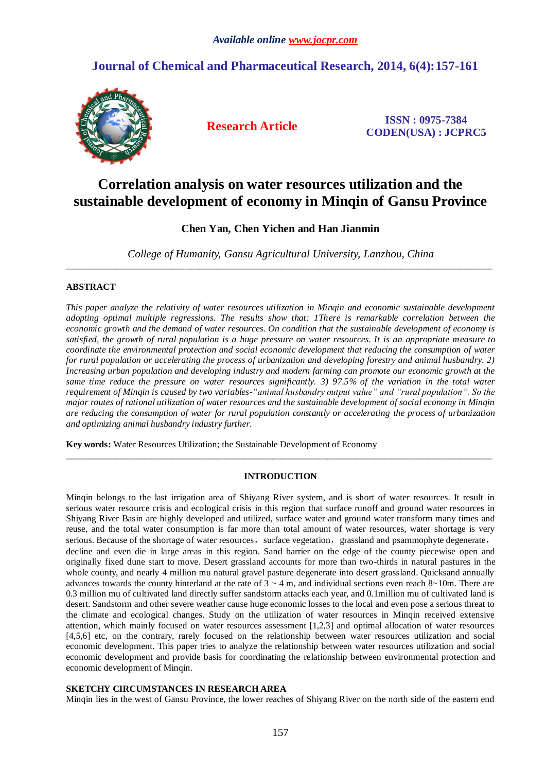*Available online www.jocpr.com*

## Journal of Chemical and Pharmaceutical Research, 2014, 6(4):157-161

**Research Article**

**ISSN : 0975-7384**
**CODEN(USA) : JCPRC5**

# Correlation analysis on water resources utilization and the sustainable development of economy in Minqin of Gansu Province

**Chen Yan, Chen Yichen and Han Jianmin**

*College of Humanity, Gansu Agricultural University, Lanzhou, China*

---

## ABSTRACT

*This paper analyze the relativity of water resources utilization in Minqin and economic sustainable development adopting optimal multiple regressions. The results show that: 1There is remarkable correlation between the economic growth and the demand of water resources. On condition that the sustainable development of economy is satisfied, the growth of rural population is a huge pressure on water resources. It is an appropriate measure to coordinate the environmental protection and social economic development that reducing the consumption of water for rural population or accelerating the process of urbanization and developing forestry and animal husbandry. 2) Increasing urban population and developing industry and modern farming can promote our economic growth at the same time reduce the pressure on water resources significantly. 3) 97.5% of the variation in the total water requirement of Minqin is caused by two variables-"animal husbandry output value" and "rural population". So the major routes of rational utilization of water resources and the sustainable development of social economy in Minqin are reducing the consumption of water for rural population constantly or accelerating the process of urbanization and optimizing animal husbandry industry further.*

**Key words:** Water Resources Utilization; the Sustainable Development of Economy

---

## INTRODUCTION

Minqin belongs to the last irrigation area of Shiyang River system, and is short of water resources. It result in serious water resource crisis and ecological crisis in this region that surface runoff and ground water resources in Shiyang River Basin are highly developed and utilized, surface water and ground water transform many times and reuse, and the total water consumption is far more than total amount of water resources, water shortage is very serious. Because of the shortage of water resources, surface vegetation, grassland and psammophyte degenerate, decline and even die in large areas in this region. Sand barrier on the edge of the county piecewise open and originally fixed dune start to move. Desert grassland accounts for more than two-thirds in natural pastures in the whole county, and nearly 4 million mu natural gravel pasture degenerate into desert grassland. Quicksand annually advances towards the county hinterland at the rate of 3 ~ 4 m, and individual sections even reach 8~10m. There are 0.3 million mu of cultivated land directly suffer sandstorm attacks each year, and 0.1million mu of cultivated land is desert. Sandstorm and other severe weather cause huge economic losses to the local and even pose a serious threat to the climate and ecological changes. Study on the utilization of water resources in Minqin received extensive attention, which mainly focused on water resources assessment [1,2,3] and optimal allocation of water resources [4,5,6] etc, on the contrary, rarely focused on the relationship between water resources utilization and social economic development. This paper tries to analyze the relationship between water resources utilization and social economic development and provide basis for coordinating the relationship between environmental protection and economic development of Minqin.

### SKETCHY CIRCUMSTANCES IN RESEARCH AREA

Minqin lies in the west of Gansu Province, the lower reaches of Shiyang River on the north side of the eastern end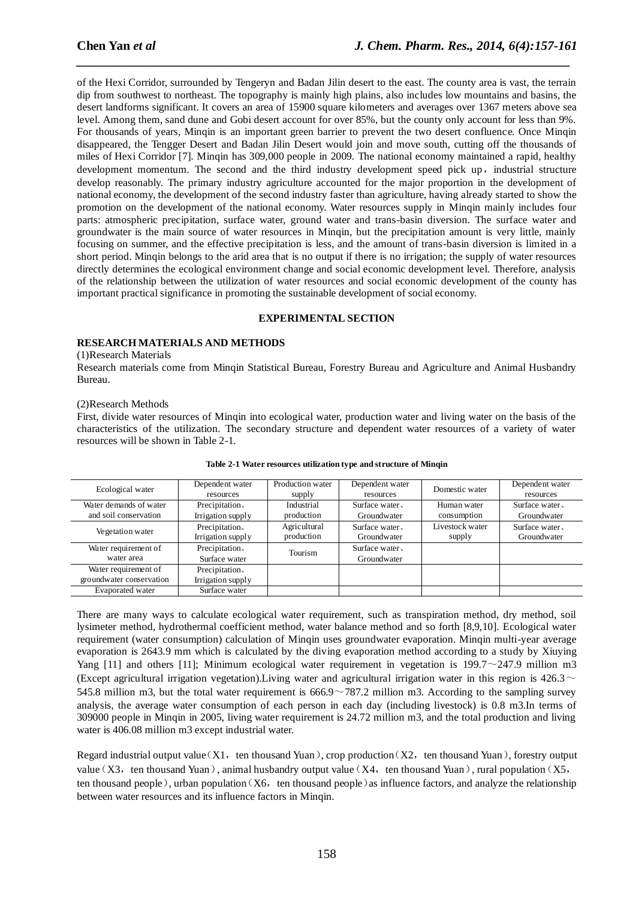of the Hexi Corridor, surrounded by Tengeryn and Badan Jilin desert to the east. The county area is vast, the terrain dip from southwest to northeast. The topography is mainly high plains, also includes low mountains and basins, the desert landforms significant. It covers an area of 15900 square kilometers and averages over 1367 meters above sea level. Among them, sand dune and Gobi desert account for over 85%, but the county only account for less than 9%. For thousands of years, Minqin is an important green barrier to prevent the two desert confluence. Once Minqin disappeared, the Tengger Desert and Badan Jilin Desert would join and move south, cutting off the thousands of miles of Hexi Corridor [7]. Minqin has 309,000 people in 2009. The national economy maintained a rapid, healthy development momentum. The second and the third industry development speed pick up，industrial structure develop reasonably. The primary industry agriculture accounted for the major proportion in the development of national economy, the development of the second industry faster than agriculture, having already started to show the promotion on the development of the national economy. Water resources supply in Minqin mainly includes four parts: atmospheric precipitation, surface water, ground water and trans-basin diversion. The surface water and groundwater is the main source of water resources in Minqin, but the precipitation amount is very little, mainly focusing on summer, and the effective precipitation is less, and the amount of trans-basin diversion is limited in a short period. Minqin belongs to the arid area that is no output if there is no irrigation; the supply of water resources directly determines the ecological environment change and social economic development level. Therefore, analysis of the relationship between the utilization of water resources and social economic development of the county has important practical significance in promoting the sustainable development of social economy.

## EXPERIMENTAL SECTION

### RESEARCH MATERIALS AND METHODS

(1)Research Materials

Research materials come from Minqin Statistical Bureau, Forestry Bureau and Agriculture and Animal Husbandry Bureau.

(2)Research Methods

First, divide water resources of Minqin into ecological water, production water and living water on the basis of the characteristics of the utilization. The secondary structure and dependent water resources of a variety of water resources will be shown in Table 2-1.

**Table 2-1 Water resources utilization type and structure of Minqin**

| Ecological water | Dependent water resources | Production water supply | Dependent water resources | Domestic water | Dependent water resources |
|---|---|---|---|---|---|
| Water demands of water and soil conservation | Precipitation、Irrigation supply | Industrial production | Surface water、Groundwater | Human water consumption | Surface water、Groundwater |
| Vegetation water | Precipitation、Irrigation supply | Agricultural production | Surface water、Groundwater | Livestock water supply | Surface water、Groundwater |
| Water requirement of water area | Precipitation、Surface water | Tourism | Surface water、Groundwater | | |
| Water requirement of groundwater conservation | Precipitation、Irrigation supply | | | | |
| Evaporated water | Surface water | | | | |

There are many ways to calculate ecological water requirement, such as transpiration method, dry method, soil lysimeter method, hydrothermal coefficient method, water balance method and so forth [8,9,10]. Ecological water requirement (water consumption) calculation of Minqin uses groundwater evaporation. Minqin multi-year average evaporation is 2643.9 mm which is calculated by the diving evaporation method according to a study by Xiuying Yang [11] and others [11]; Minimum ecological water requirement in vegetation is 199.7～247.9 million m3 (Except agricultural irrigation vegetation).Living water and agricultural irrigation water in this region is 426.3～545.8 million m3, but the total water requirement is 666.9～787.2 million m3. According to the sampling survey analysis, the average water consumption of each person in each day (including livestock) is 0.8 m3.In terms of 309000 people in Minqin in 2005, living water requirement is 24.72 million m3, and the total production and living water is 406.08 million m3 except industrial water.

Regard industrial output value（X1，ten thousand Yuan）, crop production（X2，ten thousand Yuan）, forestry output value（X3，ten thousand Yuan）, animal husbandry output value（X4，ten thousand Yuan）, rural population（X5，ten thousand people）, urban population（X6，ten thousand people）as influence factors, and analyze the relationship between water resources and its influence factors in Minqin.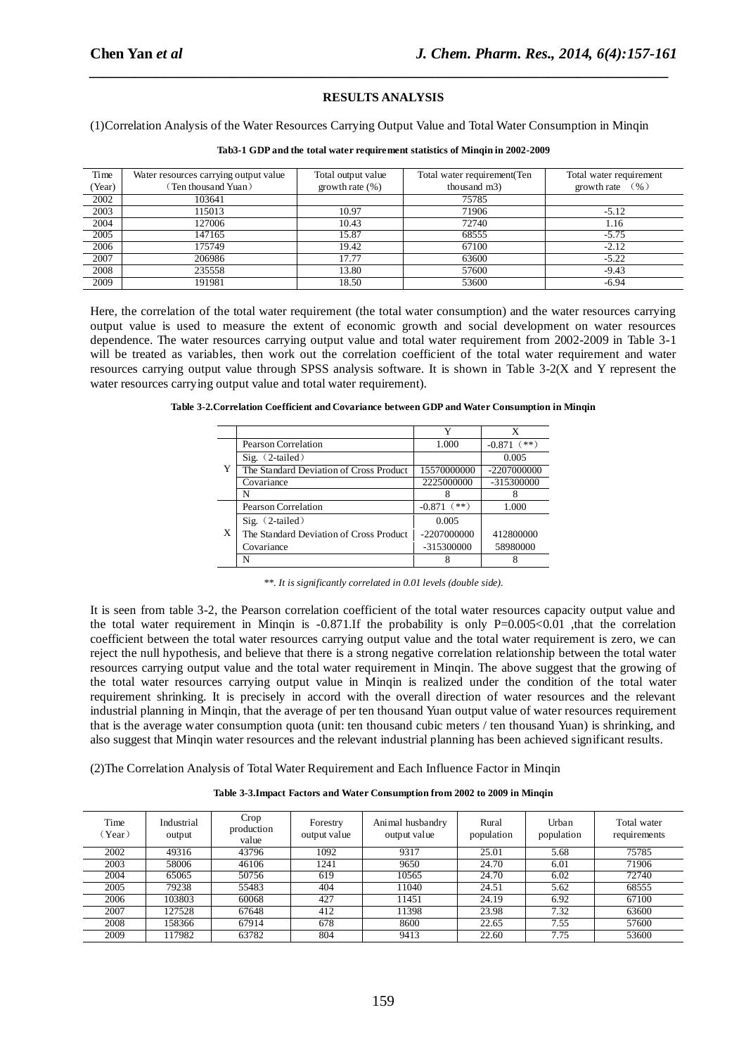## RESULTS ANALYSIS

(1)Correlation Analysis of the Water Resources Carrying Output Value and Total Water Consumption in Minqin

**Tab3-1 GDP and the total water requirement statistics of Minqin in 2002-2009**

| Time (Year) | Water resources carrying output value（Ten thousand Yuan） | Total output value growth rate (%) | Total water requirement(Ten thousand m3) | Total water requirement growth rate （%） |
|---|---|---|---|---|
| 2002 | 103641 | | 75785 | |
| 2003 | 115013 | 10.97 | 71906 | -5.12 |
| 2004 | 127006 | 10.43 | 72740 | 1.16 |
| 2005 | 147165 | 15.87 | 68555 | -5.75 |
| 2006 | 175749 | 19.42 | 67100 | -2.12 |
| 2007 | 206986 | 17.77 | 63600 | -5.22 |
| 2008 | 235558 | 13.80 | 57600 | -9.43 |
| 2009 | 191981 | 18.50 | 53600 | -6.94 |

Here, the correlation of the total water requirement (the total water consumption) and the water resources carrying output value is used to measure the extent of economic growth and social development on water resources dependence. The water resources carrying output value and total water requirement from 2002-2009 in Table 3-1 will be treated as variables, then work out the correlation coefficient of the total water requirement and water resources carrying output value through SPSS analysis software. It is shown in Table 3-2(X and Y represent the water resources carrying output value and total water requirement).

**Table 3-2.Correlation Coefficient and Covariance between GDP and Water Consumption in Minqin**

| | | Y | X |
|---|---|---|---|
| Y | Pearson Correlation | 1.000 | -0.871（**） |
| | Sig.（2-tailed） | | 0.005 |
| | The Standard Deviation of Cross Product | 15570000000 | -2207000000 |
| | Covariance | 2225000000 | -315300000 |
| | N | 8 | 8 |
| X | Pearson Correlation | -0.871（**） | 1.000 |
| | Sig.（2-tailed） | 0.005 | |
| | The Standard Deviation of Cross Product | -2207000000 | 412800000 |
| | Covariance | -315300000 | 58980000 |
| | N | 8 | 8 |

*\*\*. It is significantly correlated in 0.01 levels (double side).*

It is seen from table 3-2, the Pearson correlation coefficient of the total water resources capacity output value and the total water requirement in Minqin is -0.871.If the probability is only $P=0.005<0.01$ ,that the correlation coefficient between the total water resources carrying output value and the total water requirement is zero, we can reject the null hypothesis, and believe that there is a strong negative correlation relationship between the total water resources carrying output value and the total water requirement in Minqin. The above suggest that the growing of the total water resources carrying output value in Minqin is realized under the condition of the total water requirement shrinking. It is precisely in accord with the overall direction of water resources and the relevant industrial planning in Minqin, that the average of per ten thousand Yuan output value of water resources requirement that is the average water consumption quota (unit: ten thousand cubic meters / ten thousand Yuan) is shrinking, and also suggest that Minqin water resources and the relevant industrial planning has been achieved significant results.

(2)The Correlation Analysis of Total Water Requirement and Each Influence Factor in Minqin

**Table 3-3.Impact Factors and Water Consumption from 2002 to 2009 in Minqin**

| Time（Year） | Industrial output | Crop production value | Forestry output value | Animal husbandry output value | Rural population | Urban population | Total water requirements |
|---|---|---|---|---|---|---|---|
| 2002 | 49316 | 43796 | 1092 | 9317 | 25.01 | 5.68 | 75785 |
| 2003 | 58006 | 46106 | 1241 | 9650 | 24.70 | 6.01 | 71906 |
| 2004 | 65065 | 50756 | 619 | 10565 | 24.70 | 6.02 | 72740 |
| 2005 | 79238 | 55483 | 404 | 11040 | 24.51 | 5.62 | 68555 |
| 2006 | 103803 | 60068 | 427 | 11451 | 24.19 | 6.92 | 67100 |
| 2007 | 127528 | 67648 | 412 | 11398 | 23.98 | 7.32 | 63600 |
| 2008 | 158366 | 67914 | 678 | 8600 | 22.65 | 7.55 | 57600 |
| 2009 | 117982 | 63782 | 804 | 9413 | 22.60 | 7.75 | 53600 |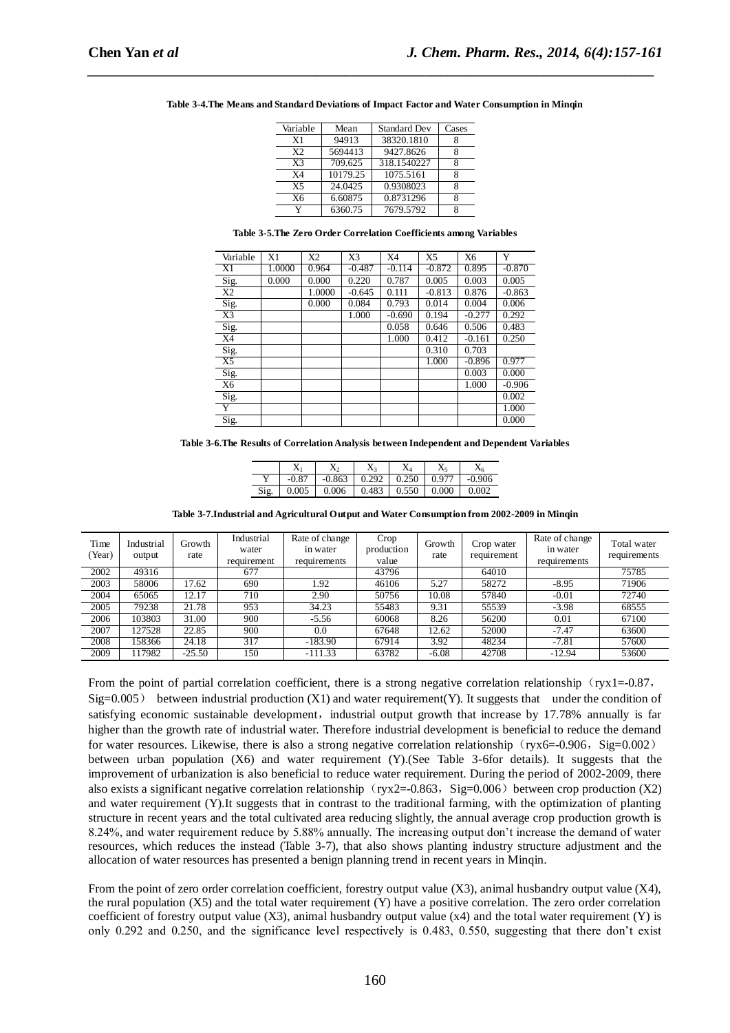**Table 3-4.The Means and Standard Deviations of Impact Factor and Water Consumption in Minqin**

| Variable | Mean | Standard Dev | Cases |
|---|---|---|---|
| X1 | 94913 | 38320.1810 | 8 |
| X2 | 5694413 | 9427.8626 | 8 |
| X3 | 709.625 | 318.1540227 | 8 |
| X4 | 10179.25 | 1075.5161 | 8 |
| X5 | 24.0425 | 0.9308023 | 8 |
| X6 | 6.60875 | 0.8731296 | 8 |
| Y | 6360.75 | 7679.5792 | 8 |

**Table 3-5.The Zero Order Correlation Coefficients among Variables**

| Variable | X1 | X2 | X3 | X4 | X5 | X6 | Y |
|---|---|---|---|---|---|---|---|
| X1 | 1.0000 | 0.964 | -0.487 | -0.114 | -0.872 | 0.895 | -0.870 |
| Sig. | 0.000 | 0.000 | 0.220 | 0.787 | 0.005 | 0.003 | 0.005 |
| X2 | | 1.0000 | -0.645 | 0.111 | -0.813 | 0.876 | -0.863 |
| Sig. | | 0.000 | 0.084 | 0.793 | 0.014 | 0.004 | 0.006 |
| X3 | | | 1.000 | -0.690 | 0.194 | -0.277 | 0.292 |
| Sig. | | | | 0.058 | 0.646 | 0.506 | 0.483 |
| X4 | | | | 1.000 | 0.412 | -0.161 | 0.250 |
| Sig. | | | | | 0.310 | 0.703 | |
| X5 | | | | | 1.000 | -0.896 | 0.977 |
| Sig. | | | | | | 0.003 | 0.000 |
| X6 | | | | | | 1.000 | -0.906 |
| Sig. | | | | | | | 0.002 |
| Y | | | | | | | 1.000 |
| Sig. | | | | | | | 0.000 |

**Table 3-6.The Results of Correlation Analysis between Independent and Dependent Variables**

| | $X_1$ | $X_2$ | $X_3$ | $X_4$ | $X_5$ | $X_6$ |
|---|---|---|---|---|---|---|
| Y | -0.87 | -0.863 | 0.292 | 0.250 | 0.977 | -0.906 |
| Sig. | 0.005 | 0.006 | 0.483 | 0.550 | 0.000 | 0.002 |

**Table 3-7.Industrial and Agricultural Output and Water Consumption from 2002-2009 in Minqin**

| Time (Year) | Industrial output | Growth rate | Industrial water requirement | Rate of change in water requirements | Crop production value | Growth rate | Crop water requirement | Rate of change in water requirements | Total water requirements |
|---|---|---|---|---|---|---|---|---|---|
| 2002 | 49316 | | 677 | | 43796 | | 64010 | | 75785 |
| 2003 | 58006 | 17.62 | 690 | 1.92 | 46106 | 5.27 | 58272 | -8.95 | 71906 |
| 2004 | 65065 | 12.17 | 710 | 2.90 | 50756 | 10.08 | 57840 | -0.01 | 72740 |
| 2005 | 79238 | 21.78 | 953 | 34.23 | 55483 | 9.31 | 55539 | -3.98 | 68555 |
| 2006 | 103803 | 31.00 | 900 | -5.56 | 60068 | 8.26 | 56200 | 0.01 | 67100 |
| 2007 | 127528 | 22.85 | 900 | 0.0 | 67648 | 12.62 | 52000 | -7.47 | 63600 |
| 2008 | 158366 | 24.18 | 317 | -183.90 | 67914 | 3.92 | 48234 | -7.81 | 57600 |
| 2009 | 117982 | -25.50 | 150 | -111.33 | 63782 | -6.08 | 42708 | -12.94 | 53600 |

From the point of partial correlation coefficient, there is a strong negative correlation relationship（ryx1=-0.87，Sig=0.005） between industrial production (X1) and water requirement(Y). It suggests that under the condition of satisfying economic sustainable development，industrial output growth that increase by 17.78% annually is far higher than the growth rate of industrial water. Therefore industrial development is beneficial to reduce the demand for water resources. Likewise, there is also a strong negative correlation relationship（ryx6=-0.906，Sig=0.002）between urban population (X6) and water requirement (Y).(See Table 3-6for details). It suggests that the improvement of urbanization is also beneficial to reduce water requirement. During the period of 2002-2009, there also exists a significant negative correlation relationship（ryx2=-0.863，Sig=0.006）between crop production (X2) and water requirement (Y).It suggests that in contrast to the traditional farming, with the optimization of planting structure in recent years and the total cultivated area reducing slightly, the annual average crop production growth is 8.24%, and water requirement reduce by 5.88% annually. The increasing output don't increase the demand of water resources, which reduces the instead (Table 3-7), that also shows planting industry structure adjustment and the allocation of water resources has presented a benign planning trend in recent years in Minqin.

From the point of zero order correlation coefficient, forestry output value (X3), animal husbandry output value (X4), the rural population (X5) and the total water requirement (Y) have a positive correlation. The zero order correlation coefficient of forestry output value (X3), animal husbandry output value (x4) and the total water requirement (Y) is only 0.292 and 0.250, and the significance level respectively is 0.483, 0.550, suggesting that there don't exist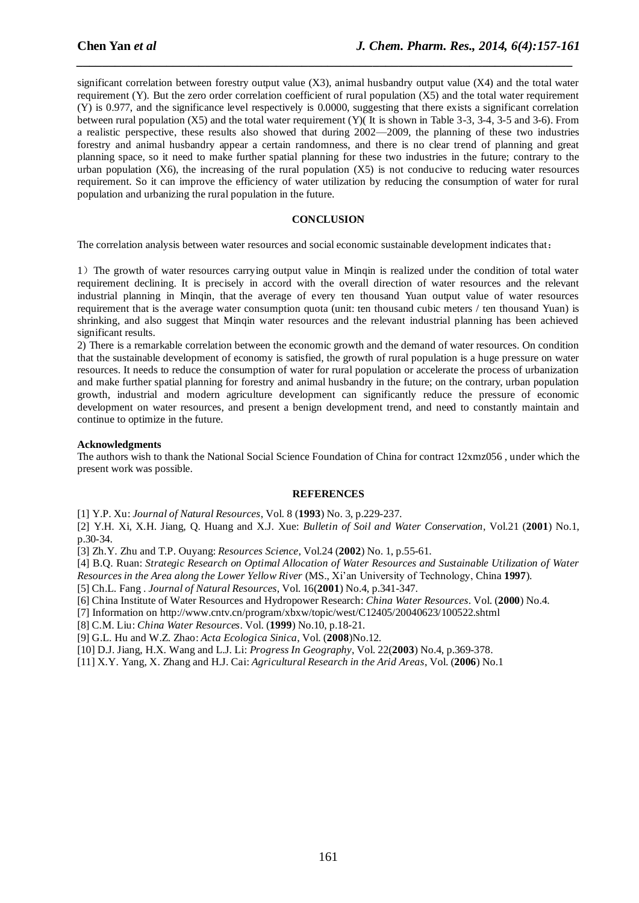significant correlation between forestry output value (X3), animal husbandry output value (X4) and the total water requirement (Y). But the zero order correlation coefficient of rural population (X5) and the total water requirement (Y) is 0.977, and the significance level respectively is 0.0000, suggesting that there exists a significant correlation between rural population (X5) and the total water requirement (Y)( It is shown in Table 3-3, 3-4, 3-5 and 3-6). From a realistic perspective, these results also showed that during 2002—2009, the planning of these two industries forestry and animal husbandry appear a certain randomness, and there is no clear trend of planning and great planning space, so it need to make further spatial planning for these two industries in the future; contrary to the urban population (X6), the increasing of the rural population (X5) is not conducive to reducing water resources requirement. So it can improve the efficiency of water utilization by reducing the consumption of water for rural population and urbanizing the rural population in the future.

## CONCLUSION

The correlation analysis between water resources and social economic sustainable development indicates that：

1）The growth of water resources carrying output value in Minqin is realized under the condition of total water requirement declining. It is precisely in accord with the overall direction of water resources and the relevant industrial planning in Minqin, that the average of every ten thousand Yuan output value of water resources requirement that is the average water consumption quota (unit: ten thousand cubic meters / ten thousand Yuan) is shrinking, and also suggest that Minqin water resources and the relevant industrial planning has been achieved significant results.

2) There is a remarkable correlation between the economic growth and the demand of water resources. On condition that the sustainable development of economy is satisfied, the growth of rural population is a huge pressure on water resources. It needs to reduce the consumption of water for rural population or accelerate the process of urbanization and make further spatial planning for forestry and animal husbandry in the future; on the contrary, urban population growth, industrial and modern agriculture development can significantly reduce the pressure of economic development on water resources, and present a benign development trend, and need to constantly maintain and continue to optimize in the future.

**Acknowledgments**

The authors wish to thank the National Social Science Foundation of China for contract 12xmz056 , under which the present work was possible.

## REFERENCES

[1] Y.P. Xu: *Journal of Natural Resources*, Vol. 8 (**1993**) No. 3, p.229-237.

[2] Y.H. Xi, X.H. Jiang, Q. Huang and X.J. Xue: *Bulletin of Soil and Water Conservation*, Vol.21 (**2001**) No.1, p.30-34.

[3] Zh.Y. Zhu and T.P. Ouyang: *Resources Science*, Vol.24 (**2002**) No. 1, p.55-61.

[4] B.Q. Ruan: *Strategic Research on Optimal Allocation of Water Resources and Sustainable Utilization of Water Resources in the Area along the Lower Yellow River* (MS., Xi'an University of Technology, China **1997**).

[5] Ch.L. Fang . *Journal of Natural Resources*, Vol. 16(**2001**) No.4, p.341-347.

[6] China Institute of Water Resources and Hydropower Research: *China Water Resources*. Vol. (**2000**) No.4.

[7] Information on http://www.cntv.cn/program/xbxw/topic/west/C12405/20040623/100522.shtml

[8] C.M. Liu: *China Water Resources*. Vol. (**1999**) No.10, p.18-21.

[9] G.L. Hu and W.Z. Zhao: *Acta Ecologica Sinica*, Vol. (**2008**)No.12.

[10] D.J. Jiang, H.X. Wang and L.J. Li: *Progress In Geography*, Vol. 22(**2003**) No.4, p.369-378.

[11] X.Y. Yang, X. Zhang and H.J. Cai: *Agricultural Research in the Arid Areas*, Vol. (**2006**) No.1